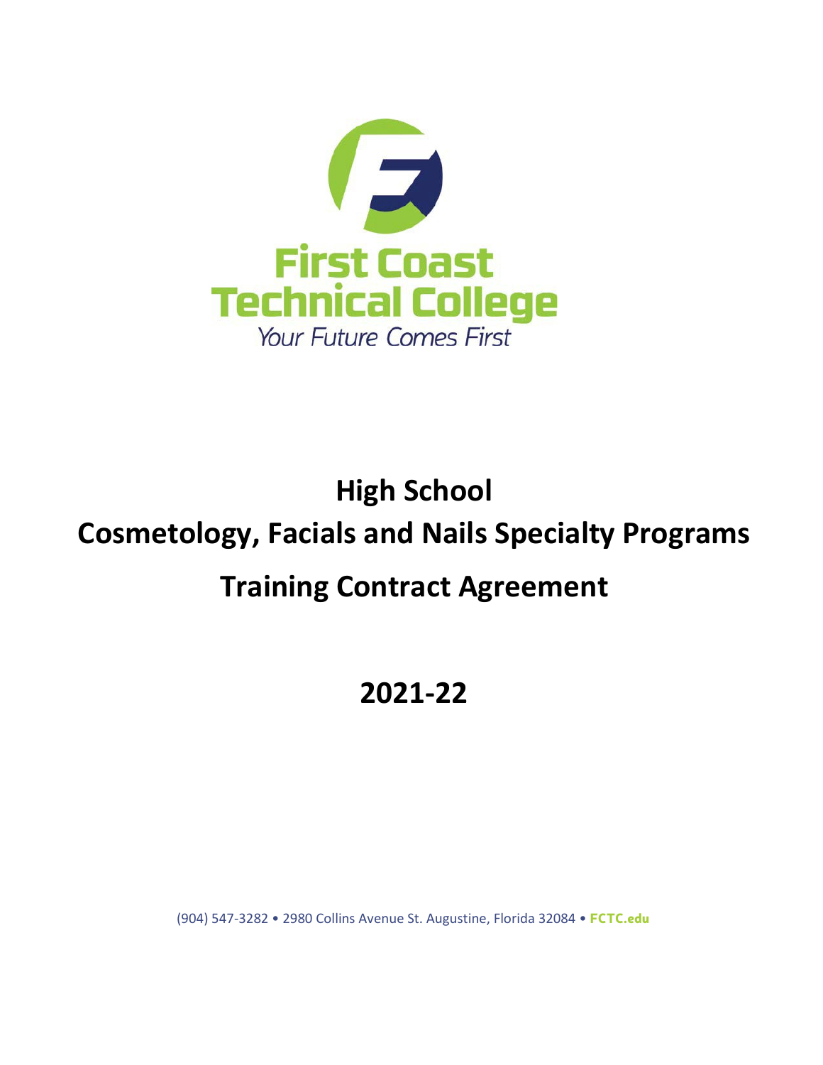First Coast
Technical College
*Your Future Comes First*

# High School
# Cosmetology, Facials and Nails Specialty Programs
# Training Contract Agreement

# 2021-22

(904) 547-3282 • 2980 Collins Avenue St. Augustine, Florida 32084 • **FCTC.edu**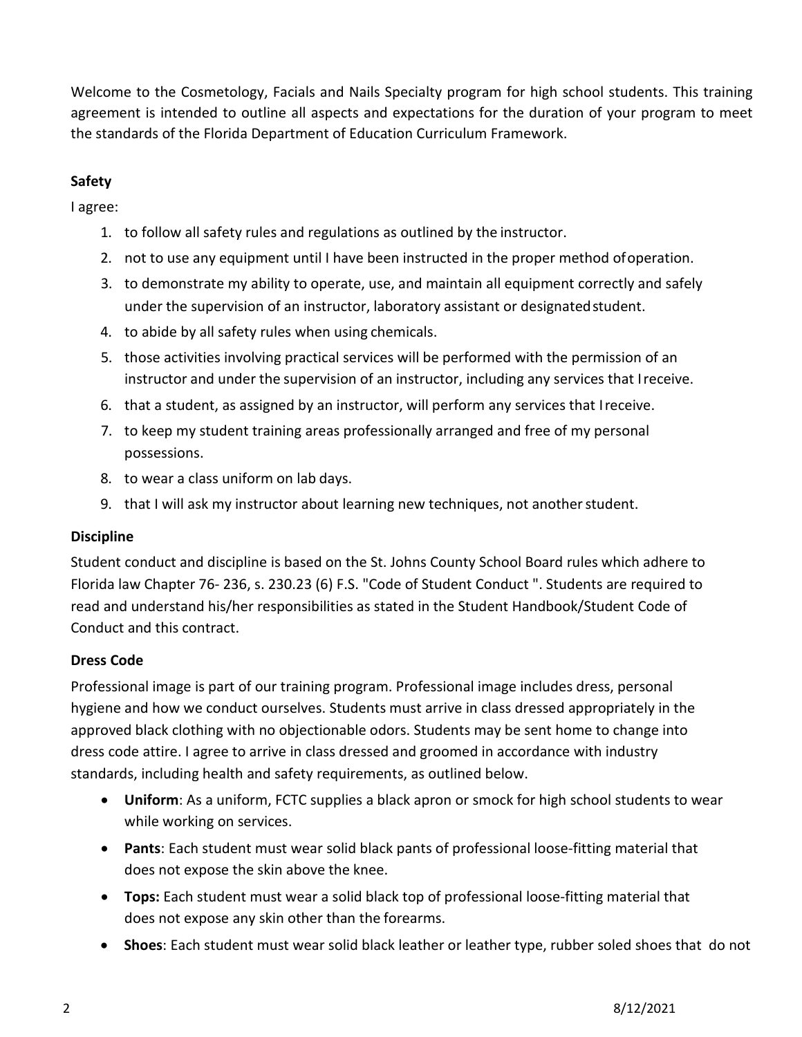Welcome to the Cosmetology, Facials and Nails Specialty program for high school students. This training agreement is intended to outline all aspects and expectations for the duration of your program to meet the standards of the Florida Department of Education Curriculum Framework.

**Safety**

I agree:

1. to follow all safety rules and regulations as outlined by the instructor.
2. not to use any equipment until I have been instructed in the proper method of operation.
3. to demonstrate my ability to operate, use, and maintain all equipment correctly and safely under the supervision of an instructor, laboratory assistant or designated student.
4. to abide by all safety rules when using chemicals.
5. those activities involving practical services will be performed with the permission of an instructor and under the supervision of an instructor, including any services that I receive.
6. that a student, as assigned by an instructor, will perform any services that I receive.
7. to keep my student training areas professionally arranged and free of my personal possessions.
8. to wear a class uniform on lab days.
9. that I will ask my instructor about learning new techniques, not another student.

**Discipline**

Student conduct and discipline is based on the St. Johns County School Board rules which adhere to Florida law Chapter 76- 236, s. 230.23 (6) F.S. "Code of Student Conduct ". Students are required to read and understand his/her responsibilities as stated in the Student Handbook/Student Code of Conduct and this contract.

**Dress Code**

Professional image is part of our training program. Professional image includes dress, personal hygiene and how we conduct ourselves. Students must arrive in class dressed appropriately in the approved black clothing with no objectionable odors. Students may be sent home to change into dress code attire. I agree to arrive in class dressed and groomed in accordance with industry standards, including health and safety requirements, as outlined below.

- **Uniform**: As a uniform, FCTC supplies a black apron or smock for high school students to wear while working on services.
- **Pants**: Each student must wear solid black pants of professional loose-fitting material that does not expose the skin above the knee.
- **Tops:** Each student must wear a solid black top of professional loose-fitting material that does not expose any skin other than the forearms.
- **Shoes**: Each student must wear solid black leather or leather type, rubber soled shoes that do not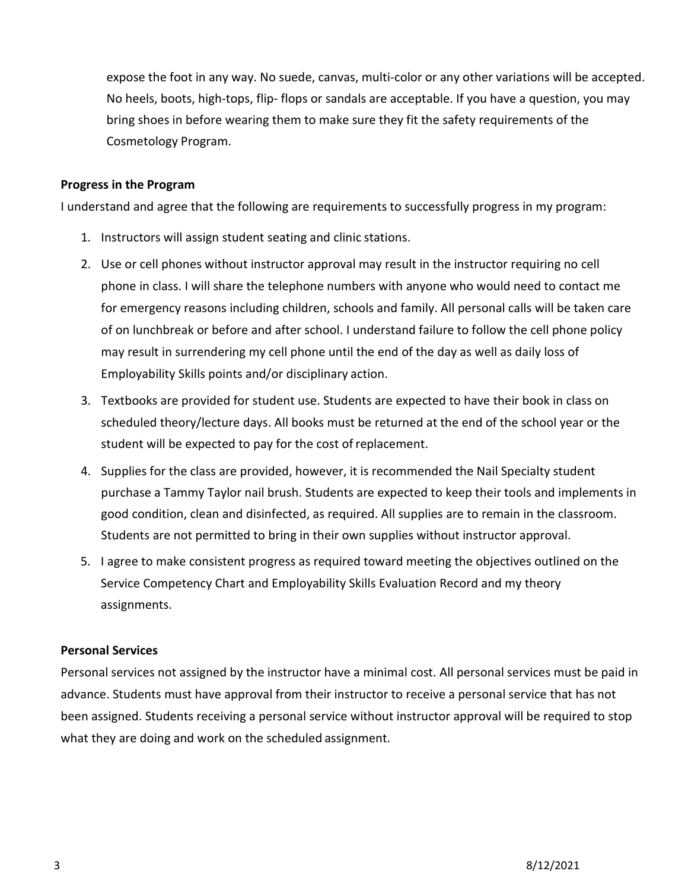expose the foot in any way. No suede, canvas, multi-color or any other variations will be accepted. No heels, boots, high-tops, flip- flops or sandals are acceptable. If you have a question, you may bring shoes in before wearing them to make sure they fit the safety requirements of the Cosmetology Program.

**Progress in the Program**

I understand and agree that the following are requirements to successfully progress in my program:

1. Instructors will assign student seating and clinic stations.
2. Use or cell phones without instructor approval may result in the instructor requiring no cell phone in class. I will share the telephone numbers with anyone who would need to contact me for emergency reasons including children, schools and family. All personal calls will be taken care of on lunchbreak or before and after school. I understand failure to follow the cell phone policy may result in surrendering my cell phone until the end of the day as well as daily loss of Employability Skills points and/or disciplinary action.
3. Textbooks are provided for student use. Students are expected to have their book in class on scheduled theory/lecture days. All books must be returned at the end of the school year or the student will be expected to pay for the cost of replacement.
4. Supplies for the class are provided, however, it is recommended the Nail Specialty student purchase a Tammy Taylor nail brush. Students are expected to keep their tools and implements in good condition, clean and disinfected, as required. All supplies are to remain in the classroom. Students are not permitted to bring in their own supplies without instructor approval.
5. I agree to make consistent progress as required toward meeting the objectives outlined on the Service Competency Chart and Employability Skills Evaluation Record and my theory assignments.

**Personal Services**

Personal services not assigned by the instructor have a minimal cost. All personal services must be paid in advance. Students must have approval from their instructor to receive a personal service that has not been assigned. Students receiving a personal service without instructor approval will be required to stop what they are doing and work on the scheduled assignment.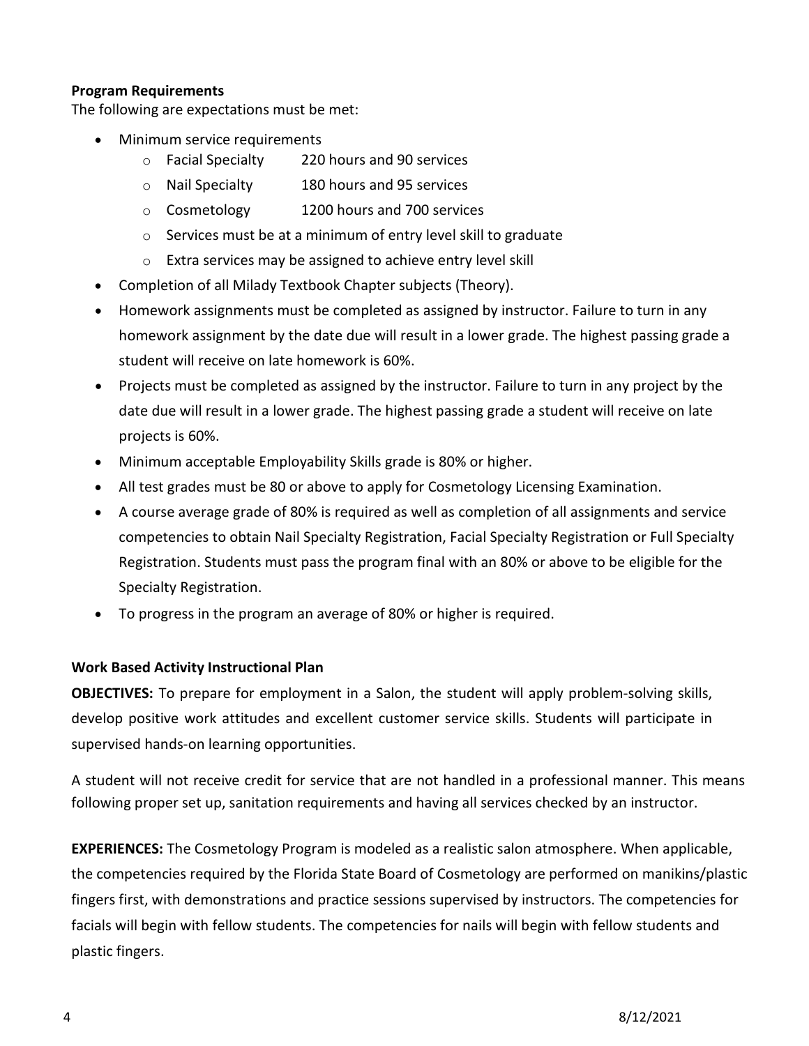**Program Requirements**

The following are expectations must be met:

- Minimum service requirements
    - Facial Specialty 220 hours and 90 services
    - Nail Specialty 180 hours and 95 services
    - Cosmetology 1200 hours and 700 services
    - Services must be at a minimum of entry level skill to graduate
    - Extra services may be assigned to achieve entry level skill
- Completion of all Milady Textbook Chapter subjects (Theory).
- Homework assignments must be completed as assigned by instructor. Failure to turn in any homework assignment by the date due will result in a lower grade. The highest passing grade a student will receive on late homework is 60%.
- Projects must be completed as assigned by the instructor. Failure to turn in any project by the date due will result in a lower grade. The highest passing grade a student will receive on late projects is 60%.
- Minimum acceptable Employability Skills grade is 80% or higher.
- All test grades must be 80 or above to apply for Cosmetology Licensing Examination.
- A course average grade of 80% is required as well as completion of all assignments and service competencies to obtain Nail Specialty Registration, Facial Specialty Registration or Full Specialty Registration. Students must pass the program final with an 80% or above to be eligible for the Specialty Registration.
- To progress in the program an average of 80% or higher is required.

**Work Based Activity Instructional Plan**

**OBJECTIVES:** To prepare for employment in a Salon, the student will apply problem-solving skills, develop positive work attitudes and excellent customer service skills. Students will participate in supervised hands-on learning opportunities.

A student will not receive credit for service that are not handled in a professional manner. This means following proper set up, sanitation requirements and having all services checked by an instructor.

**EXPERIENCES:** The Cosmetology Program is modeled as a realistic salon atmosphere. When applicable, the competencies required by the Florida State Board of Cosmetology are performed on manikins/plastic fingers first, with demonstrations and practice sessions supervised by instructors. The competencies for facials will begin with fellow students. The competencies for nails will begin with fellow students and plastic fingers.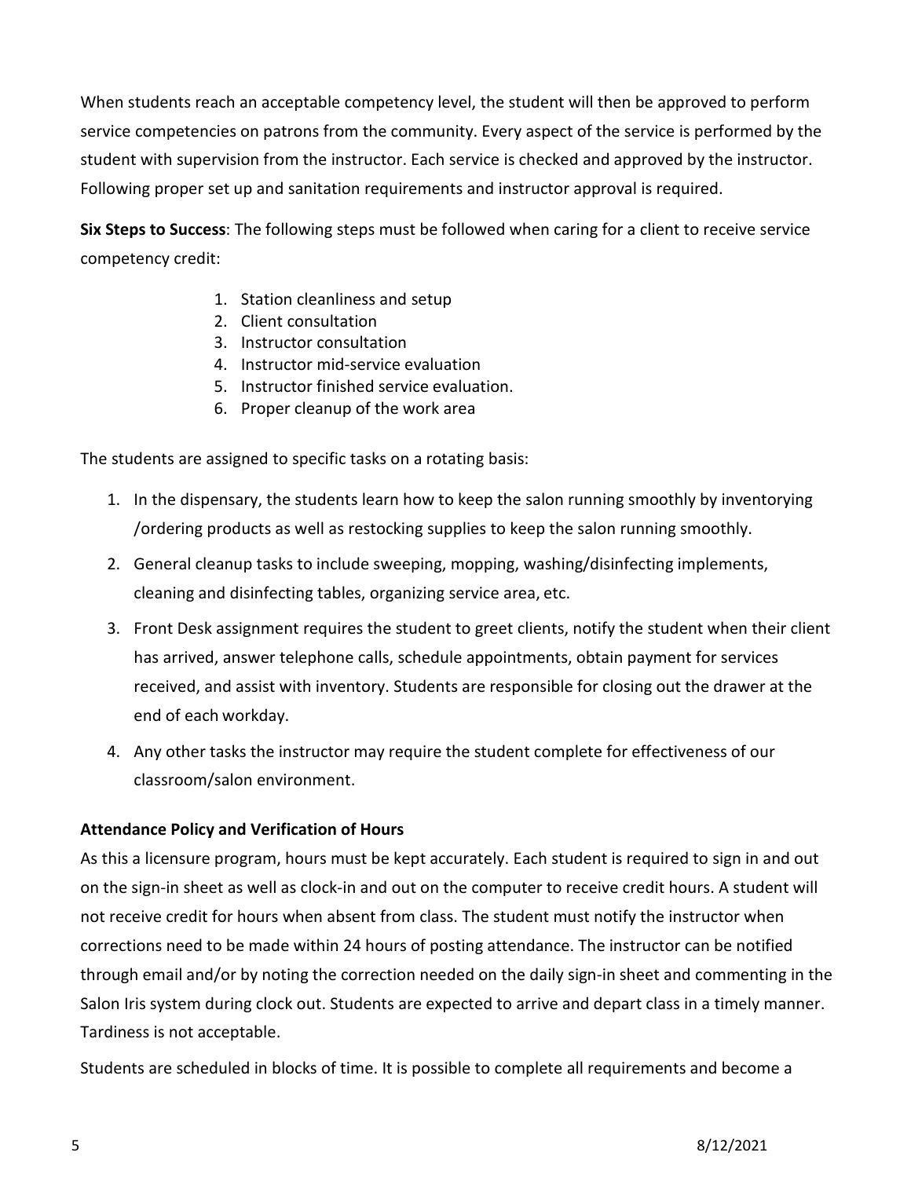When students reach an acceptable competency level, the student will then be approved to perform service competencies on patrons from the community. Every aspect of the service is performed by the student with supervision from the instructor. Each service is checked and approved by the instructor. Following proper set up and sanitation requirements and instructor approval is required.

**Six Steps to Success**: The following steps must be followed when caring for a client to receive service competency credit:

1. Station cleanliness and setup
2. Client consultation
3. Instructor consultation
4. Instructor mid-service evaluation
5. Instructor finished service evaluation.
6. Proper cleanup of the work area

The students are assigned to specific tasks on a rotating basis:

1. In the dispensary, the students learn how to keep the salon running smoothly by inventorying /ordering products as well as restocking supplies to keep the salon running smoothly.
2. General cleanup tasks to include sweeping, mopping, washing/disinfecting implements, cleaning and disinfecting tables, organizing service area, etc.
3. Front Desk assignment requires the student to greet clients, notify the student when their client has arrived, answer telephone calls, schedule appointments, obtain payment for services received, and assist with inventory. Students are responsible for closing out the drawer at the end of each workday.
4. Any other tasks the instructor may require the student complete for effectiveness of our classroom/salon environment.

**Attendance Policy and Verification of Hours**

As this a licensure program, hours must be kept accurately. Each student is required to sign in and out on the sign-in sheet as well as clock-in and out on the computer to receive credit hours. A student will not receive credit for hours when absent from class. The student must notify the instructor when corrections need to be made within 24 hours of posting attendance. The instructor can be notified through email and/or by noting the correction needed on the daily sign-in sheet and commenting in the Salon Iris system during clock out. Students are expected to arrive and depart class in a timely manner. Tardiness is not acceptable.

Students are scheduled in blocks of time. It is possible to complete all requirements and become a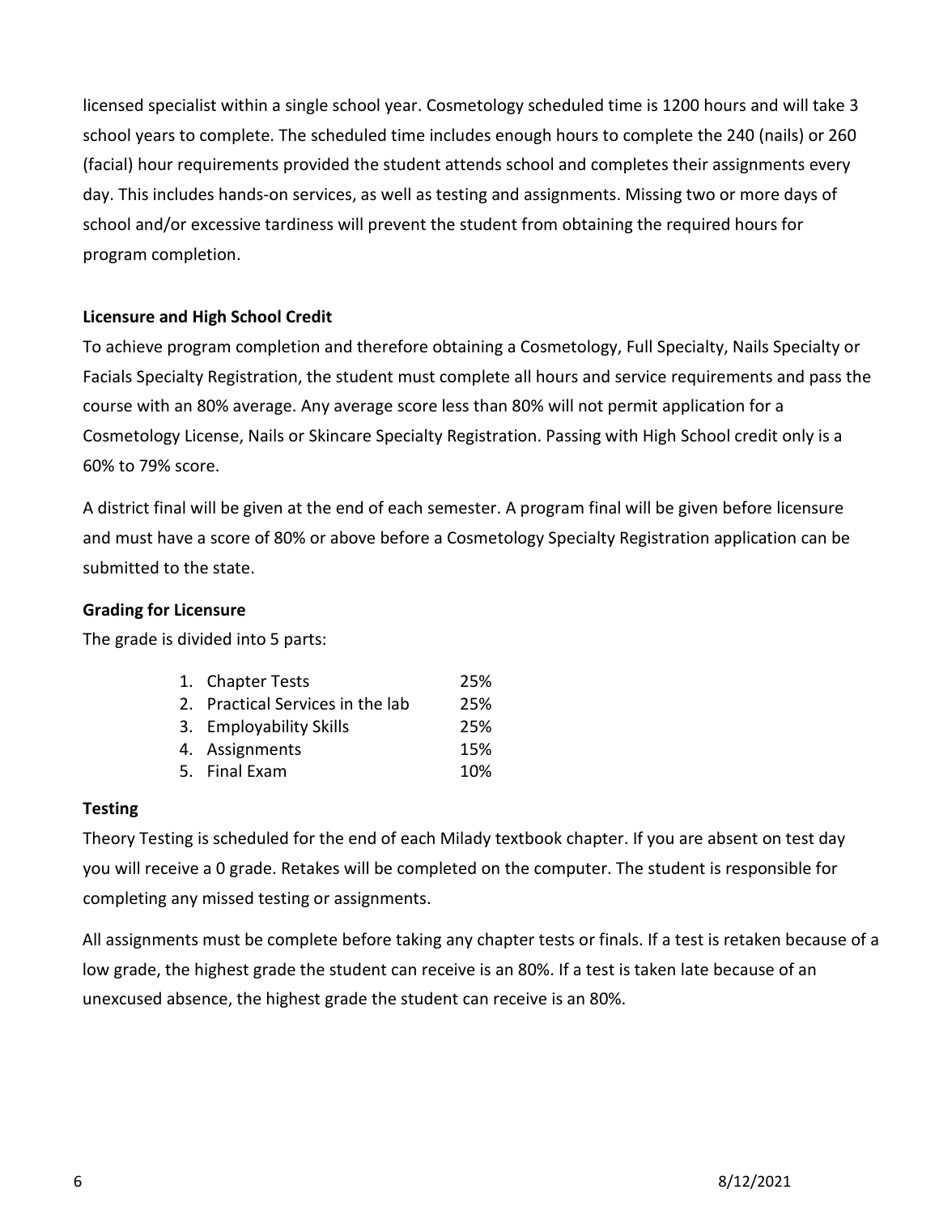licensed specialist within a single school year. Cosmetology scheduled time is 1200 hours and will take 3 school years to complete. The scheduled time includes enough hours to complete the 240 (nails) or 260 (facial) hour requirements provided the student attends school and completes their assignments every day. This includes hands-on services, as well as testing and assignments. Missing two or more days of school and/or excessive tardiness will prevent the student from obtaining the required hours for program completion.

**Licensure and High School Credit**

To achieve program completion and therefore obtaining a Cosmetology, Full Specialty, Nails Specialty or Facials Specialty Registration, the student must complete all hours and service requirements and pass the course with an 80% average. Any average score less than 80% will not permit application for a Cosmetology License, Nails or Skincare Specialty Registration. Passing with High School credit only is a 60% to 79% score.

A district final will be given at the end of each semester. A program final will be given before licensure and must have a score of 80% or above before a Cosmetology Specialty Registration application can be submitted to the state.

**Grading for Licensure**

The grade is divided into 5 parts:

1. Chapter Tests 25%
2. Practical Services in the lab 25%
3. Employability Skills 25%
4. Assignments 15%
5. Final Exam 10%

**Testing**

Theory Testing is scheduled for the end of each Milady textbook chapter. If you are absent on test day you will receive a 0 grade. Retakes will be completed on the computer. The student is responsible for completing any missed testing or assignments.

All assignments must be complete before taking any chapter tests or finals. If a test is retaken because of a low grade, the highest grade the student can receive is an 80%. If a test is taken late because of an unexcused absence, the highest grade the student can receive is an 80%.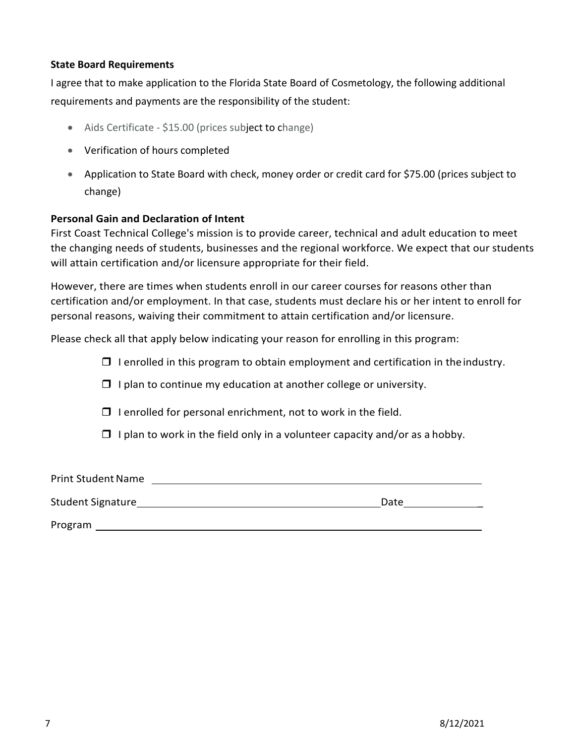**State Board Requirements**

I agree that to make application to the Florida State Board of Cosmetology, the following additional requirements and payments are the responsibility of the student:

- Aids Certificate - $15.00 (prices subject to change)
- Verification of hours completed
- Application to State Board with check, money order or credit card for $75.00 (prices subject to change)

**Personal Gain and Declaration of Intent**

First Coast Technical College's mission is to provide career, technical and adult education to meet the changing needs of students, businesses and the regional workforce. We expect that our students will attain certification and/or licensure appropriate for their field.

However, there are times when students enroll in our career courses for reasons other than certification and/or employment. In that case, students must declare his or her intent to enroll for personal reasons, waiving their commitment to attain certification and/or licensure.

Please check all that apply below indicating your reason for enrolling in this program:

- ☐ I enrolled in this program to obtain employment and certification in the industry.
- ☐ I plan to continue my education at another college or university.
- ☐ I enrolled for personal enrichment, not to work in the field.
- ☐ I plan to work in the field only in a volunteer capacity and/or as a hobby.

Print Student Name ______________________________________________

Student Signature ____________________________________ Date ______________

Program ______________________________________________________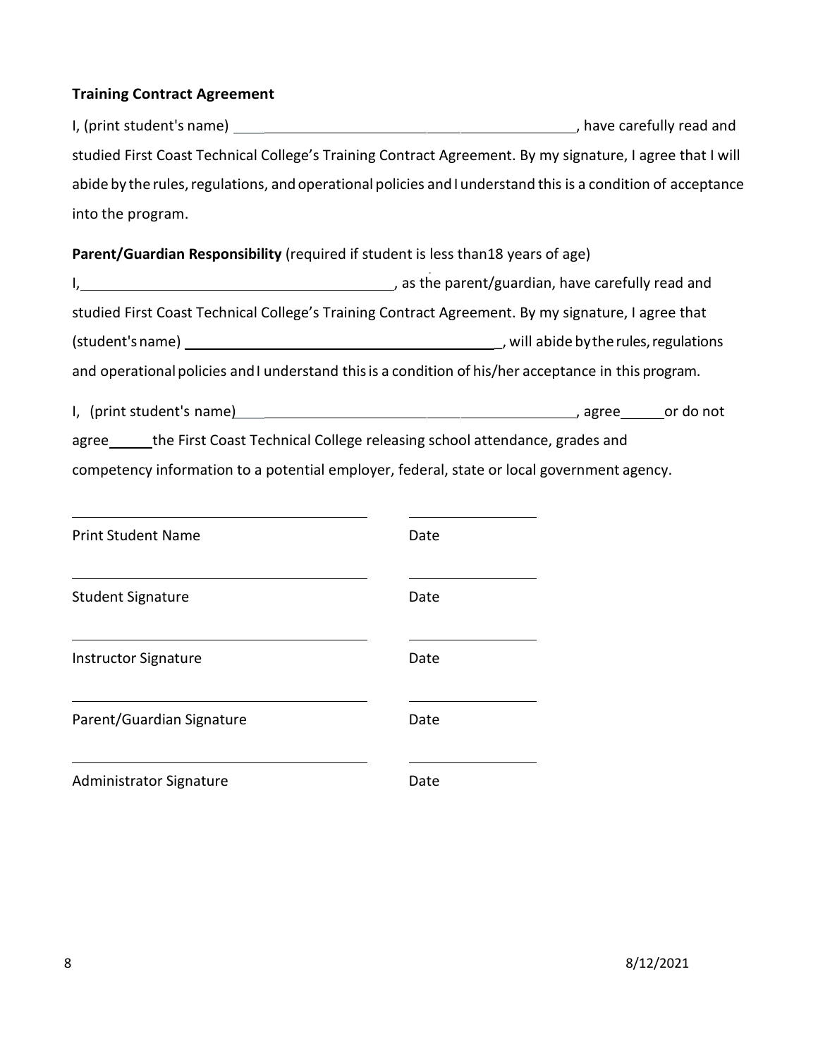**Training Contract Agreement**

I, (print student's name) ______________________________________________, have carefully read and studied First Coast Technical College's Training Contract Agreement. By my signature, I agree that I will abide by the rules, regulations, and operational policies and I understand this is a condition of acceptance into the program.

**Parent/Guardian Responsibility** (required if student is less than18 years of age)

I, ________________________________________, as the parent/guardian, have carefully read and studied First Coast Technical College's Training Contract Agreement. By my signature, I agree that (student's name) __________________________________________, will abide by the rules, regulations and operational policies and I understand this is a condition of his/her acceptance in this program.

I, (print student's name) ______________________________________________, agree ______ or do not agree ______ the First Coast Technical College releasing school attendance, grades and competency information to a potential employer, federal, state or local government agency.

________________________________________ ________________

Print Student Name Date

________________________________________ ________________

Student Signature Date

________________________________________ ________________

Instructor Signature Date

________________________________________ ________________

Parent/Guardian Signature Date

________________________________________ ________________

Administrator Signature Date

8/12/2021